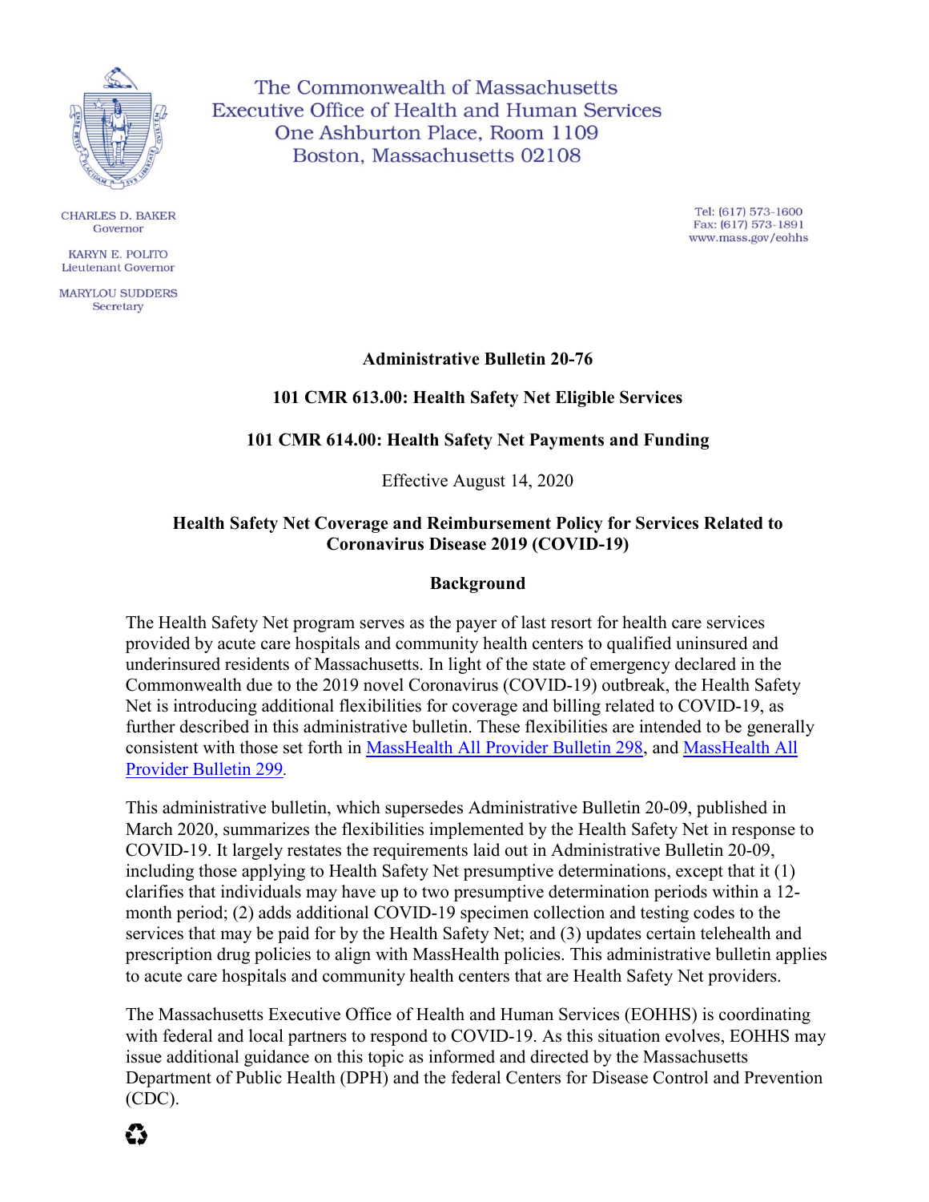The Commonwealth of Massachusetts
Executive Office of Health and Human Services
One Ashburton Place, Room 1109
Boston, Massachusetts 02108

CHARLES D. BAKER
Governor

KARYN E. POLITO
Lieutenant Governor

MARYLOU SUDDERS
Secretary

Tel: (617) 573-1600
Fax: (617) 573-1891
www.mass.gov/eohhs

**Administrative Bulletin 20-76**

**101 CMR 613.00: Health Safety Net Eligible Services**

**101 CMR 614.00: Health Safety Net Payments and Funding**

Effective August 14, 2020

**Health Safety Net Coverage and Reimbursement Policy for Services Related to Coronavirus Disease 2019 (COVID-19)**

## Background

The Health Safety Net program serves as the payer of last resort for health care services provided by acute care hospitals and community health centers to qualified uninsured and underinsured residents of Massachusetts. In light of the state of emergency declared in the Commonwealth due to the 2019 novel Coronavirus (COVID-19) outbreak, the Health Safety Net is introducing additional flexibilities for coverage and billing related to COVID-19, as further described in this administrative bulletin. These flexibilities are intended to be generally consistent with those set forth in MassHealth All Provider Bulletin 298, and MassHealth All Provider Bulletin 299.

This administrative bulletin, which supersedes Administrative Bulletin 20-09, published in March 2020, summarizes the flexibilities implemented by the Health Safety Net in response to COVID-19. It largely restates the requirements laid out in Administrative Bulletin 20-09, including those applying to Health Safety Net presumptive determinations, except that it (1) clarifies that individuals may have up to two presumptive determination periods within a 12-month period; (2) adds additional COVID-19 specimen collection and testing codes to the services that may be paid for by the Health Safety Net; and (3) updates certain telehealth and prescription drug policies to align with MassHealth policies. This administrative bulletin applies to acute care hospitals and community health centers that are Health Safety Net providers.

The Massachusetts Executive Office of Health and Human Services (EOHHS) is coordinating with federal and local partners to respond to COVID-19. As this situation evolves, EOHHS may issue additional guidance on this topic as informed and directed by the Massachusetts Department of Public Health (DPH) and the federal Centers for Disease Control and Prevention (CDC).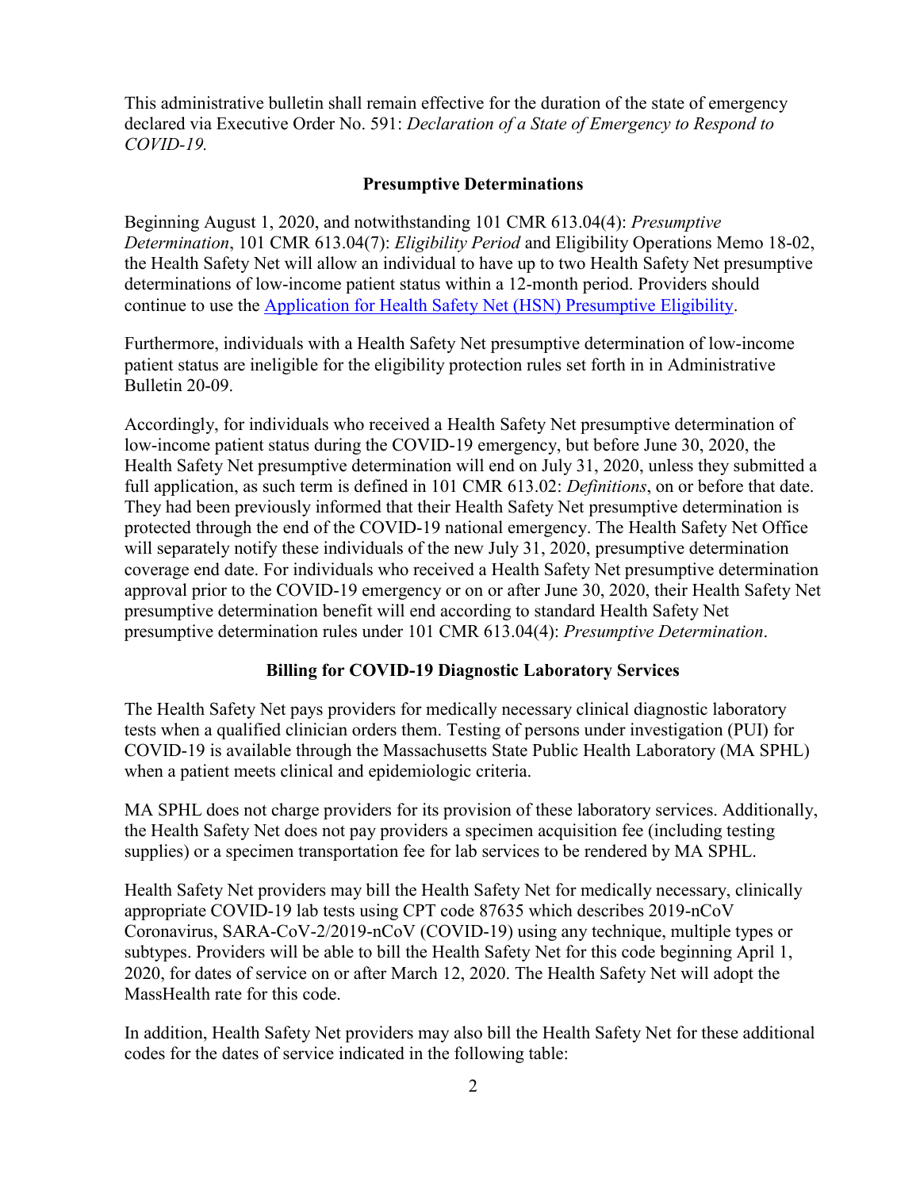This administrative bulletin shall remain effective for the duration of the state of emergency declared via Executive Order No. 591: *Declaration of a State of Emergency to Respond to COVID-19.*

## Presumptive Determinations

Beginning August 1, 2020, and notwithstanding 101 CMR 613.04(4): *Presumptive Determination*, 101 CMR 613.04(7): *Eligibility Period* and Eligibility Operations Memo 18-02, the Health Safety Net will allow an individual to have up to two Health Safety Net presumptive determinations of low-income patient status within a 12-month period. Providers should continue to use the [Application for Health Safety Net (HSN) Presumptive Eligibility](Application for Health Safety Net (HSN) Presumptive Eligibility).

Furthermore, individuals with a Health Safety Net presumptive determination of low-income patient status are ineligible for the eligibility protection rules set forth in in Administrative Bulletin 20-09.

Accordingly, for individuals who received a Health Safety Net presumptive determination of low-income patient status during the COVID-19 emergency, but before June 30, 2020, the Health Safety Net presumptive determination will end on July 31, 2020, unless they submitted a full application, as such term is defined in 101 CMR 613.02: *Definitions*, on or before that date. They had been previously informed that their Health Safety Net presumptive determination is protected through the end of the COVID-19 national emergency. The Health Safety Net Office will separately notify these individuals of the new July 31, 2020, presumptive determination coverage end date. For individuals who received a Health Safety Net presumptive determination approval prior to the COVID-19 emergency or on or after June 30, 2020, their Health Safety Net presumptive determination benefit will end according to standard Health Safety Net presumptive determination rules under 101 CMR 613.04(4): *Presumptive Determination*.

## Billing for COVID-19 Diagnostic Laboratory Services

The Health Safety Net pays providers for medically necessary clinical diagnostic laboratory tests when a qualified clinician orders them. Testing of persons under investigation (PUI) for COVID-19 is available through the Massachusetts State Public Health Laboratory (MA SPHL) when a patient meets clinical and epidemiologic criteria.

MA SPHL does not charge providers for its provision of these laboratory services. Additionally, the Health Safety Net does not pay providers a specimen acquisition fee (including testing supplies) or a specimen transportation fee for lab services to be rendered by MA SPHL.

Health Safety Net providers may bill the Health Safety Net for medically necessary, clinically appropriate COVID-19 lab tests using CPT code 87635 which describes 2019-nCoV Coronavirus, SARA-CoV-2/2019-nCoV (COVID-19) using any technique, multiple types or subtypes. Providers will be able to bill the Health Safety Net for this code beginning April 1, 2020, for dates of service on or after March 12, 2020. The Health Safety Net will adopt the MassHealth rate for this code.

In addition, Health Safety Net providers may also bill the Health Safety Net for these additional codes for the dates of service indicated in the following table: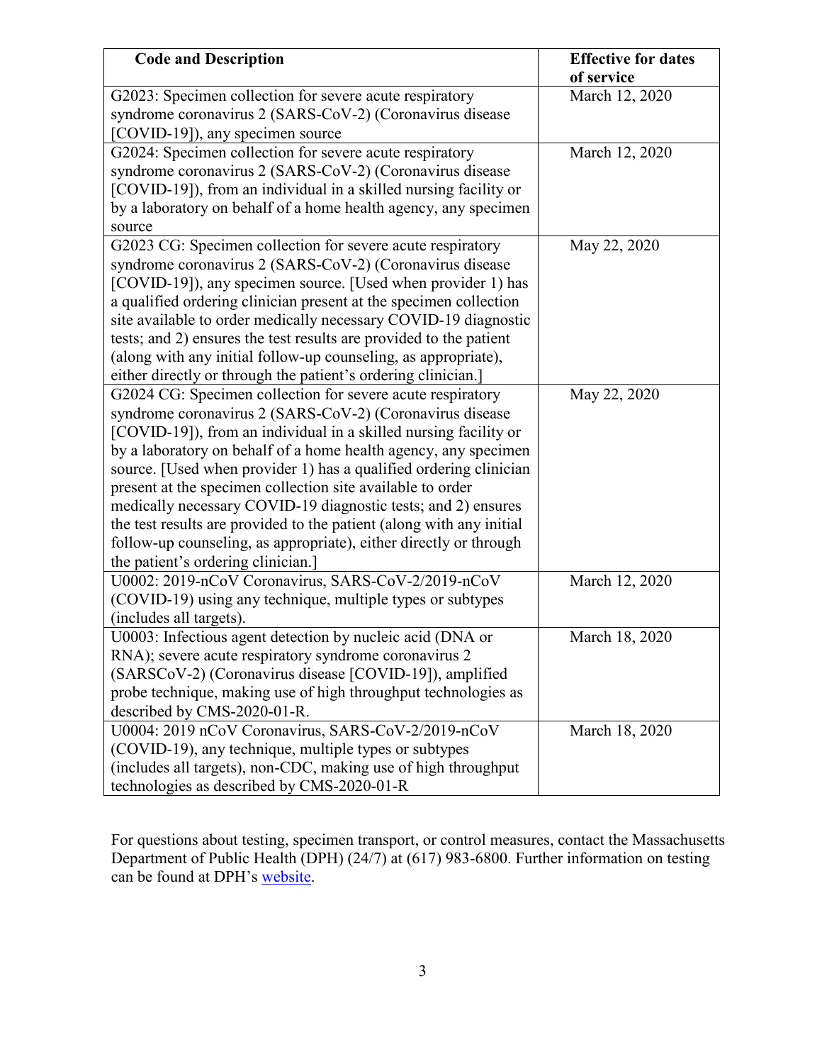| Code and Description | Effective for dates of service |
| --- | --- |
| G2023: Specimen collection for severe acute respiratory syndrome coronavirus 2 (SARS-CoV-2) (Coronavirus disease [COVID-19]), any specimen source | March 12, 2020 |
| G2024: Specimen collection for severe acute respiratory syndrome coronavirus 2 (SARS-CoV-2) (Coronavirus disease [COVID-19]), from an individual in a skilled nursing facility or by a laboratory on behalf of a home health agency, any specimen source | March 12, 2020 |
| G2023 CG: Specimen collection for severe acute respiratory syndrome coronavirus 2 (SARS-CoV-2) (Coronavirus disease [COVID-19]), any specimen source. [Used when provider 1) has a qualified ordering clinician present at the specimen collection site available to order medically necessary COVID-19 diagnostic tests; and 2) ensures the test results are provided to the patient (along with any initial follow-up counseling, as appropriate), either directly or through the patient's ordering clinician.] | May 22, 2020 |
| G2024 CG: Specimen collection for severe acute respiratory syndrome coronavirus 2 (SARS-CoV-2) (Coronavirus disease [COVID-19]), from an individual in a skilled nursing facility or by a laboratory on behalf of a home health agency, any specimen source. [Used when provider 1) has a qualified ordering clinician present at the specimen collection site available to order medically necessary COVID-19 diagnostic tests; and 2) ensures the test results are provided to the patient (along with any initial follow-up counseling, as appropriate), either directly or through the patient's ordering clinician.] | May 22, 2020 |
| U0002: 2019-nCoV Coronavirus, SARS-CoV-2/2019-nCoV (COVID-19) using any technique, multiple types or subtypes (includes all targets). | March 12, 2020 |
| U0003: Infectious agent detection by nucleic acid (DNA or RNA); severe acute respiratory syndrome coronavirus 2 (SARSCoV-2) (Coronavirus disease [COVID-19]), amplified probe technique, making use of high throughput technologies as described by CMS-2020-01-R. | March 18, 2020 |
| U0004: 2019 nCoV Coronavirus, SARS-CoV-2/2019-nCoV (COVID-19), any technique, multiple types or subtypes (includes all targets), non-CDC, making use of high throughput technologies as described by CMS-2020-01-R | March 18, 2020 |

For questions about testing, specimen transport, or control measures, contact the Massachusetts Department of Public Health (DPH) (24/7) at (617) 983-6800. Further information on testing can be found at DPH's website.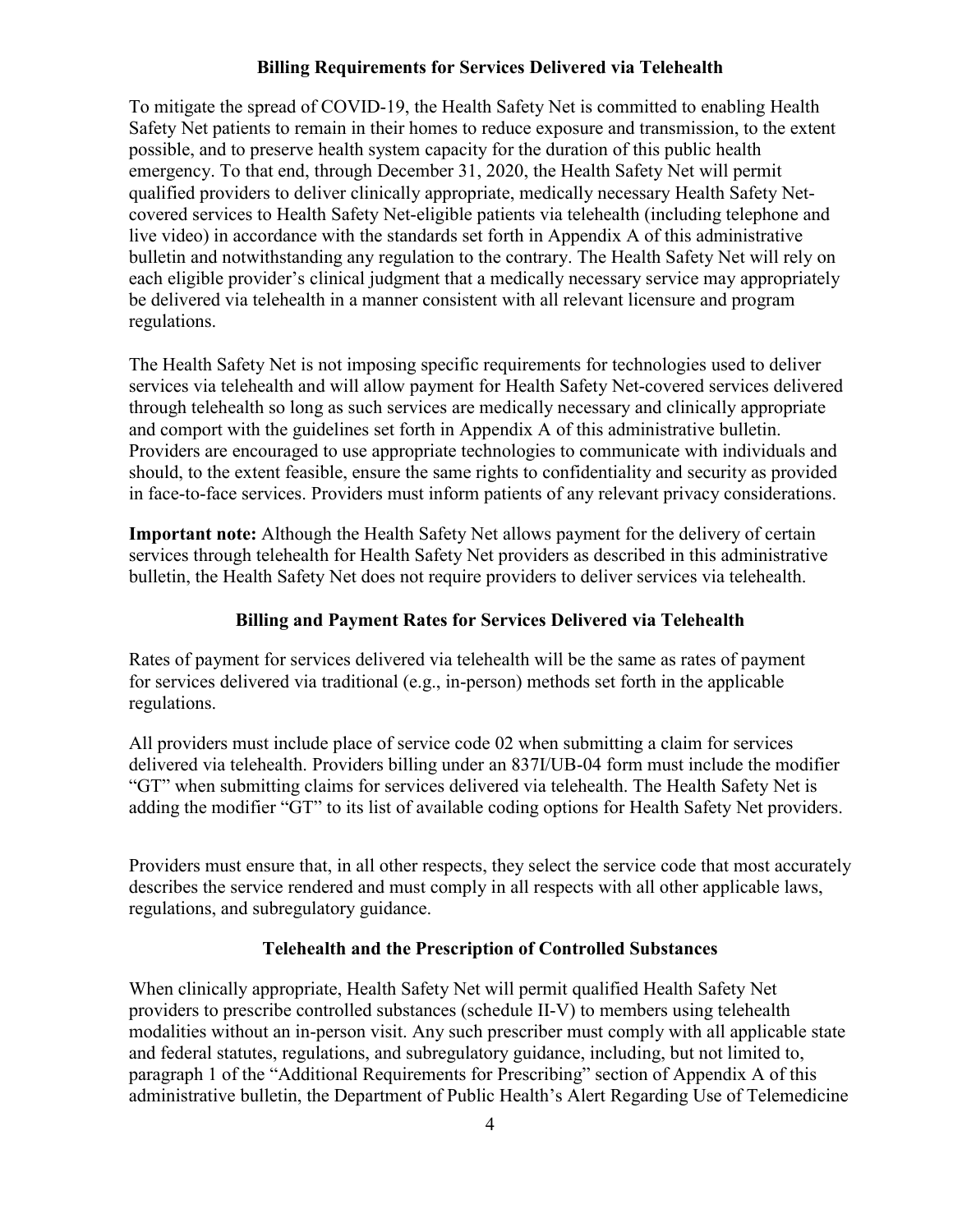## Billing Requirements for Services Delivered via Telehealth

To mitigate the spread of COVID-19, the Health Safety Net is committed to enabling Health Safety Net patients to remain in their homes to reduce exposure and transmission, to the extent possible, and to preserve health system capacity for the duration of this public health emergency. To that end, through December 31, 2020, the Health Safety Net will permit qualified providers to deliver clinically appropriate, medically necessary Health Safety Net-covered services to Health Safety Net-eligible patients via telehealth (including telephone and live video) in accordance with the standards set forth in Appendix A of this administrative bulletin and notwithstanding any regulation to the contrary. The Health Safety Net will rely on each eligible provider's clinical judgment that a medically necessary service may appropriately be delivered via telehealth in a manner consistent with all relevant licensure and program regulations.

The Health Safety Net is not imposing specific requirements for technologies used to deliver services via telehealth and will allow payment for Health Safety Net-covered services delivered through telehealth so long as such services are medically necessary and clinically appropriate and comport with the guidelines set forth in Appendix A of this administrative bulletin. Providers are encouraged to use appropriate technologies to communicate with individuals and should, to the extent feasible, ensure the same rights to confidentiality and security as provided in face-to-face services. Providers must inform patients of any relevant privacy considerations.

**Important note:** Although the Health Safety Net allows payment for the delivery of certain services through telehealth for Health Safety Net providers as described in this administrative bulletin, the Health Safety Net does not require providers to deliver services via telehealth.

## Billing and Payment Rates for Services Delivered via Telehealth

Rates of payment for services delivered via telehealth will be the same as rates of payment for services delivered via traditional (e.g., in-person) methods set forth in the applicable regulations.

All providers must include place of service code 02 when submitting a claim for services delivered via telehealth. Providers billing under an 837I/UB-04 form must include the modifier "GT" when submitting claims for services delivered via telehealth. The Health Safety Net is adding the modifier "GT" to its list of available coding options for Health Safety Net providers.

Providers must ensure that, in all other respects, they select the service code that most accurately describes the service rendered and must comply in all respects with all other applicable laws, regulations, and subregulatory guidance.

## Telehealth and the Prescription of Controlled Substances

When clinically appropriate, Health Safety Net will permit qualified Health Safety Net providers to prescribe controlled substances (schedule II-V) to members using telehealth modalities without an in-person visit. Any such prescriber must comply with all applicable state and federal statutes, regulations, and subregulatory guidance, including, but not limited to, paragraph 1 of the "Additional Requirements for Prescribing" section of Appendix A of this administrative bulletin, the Department of Public Health's Alert Regarding Use of Telemedicine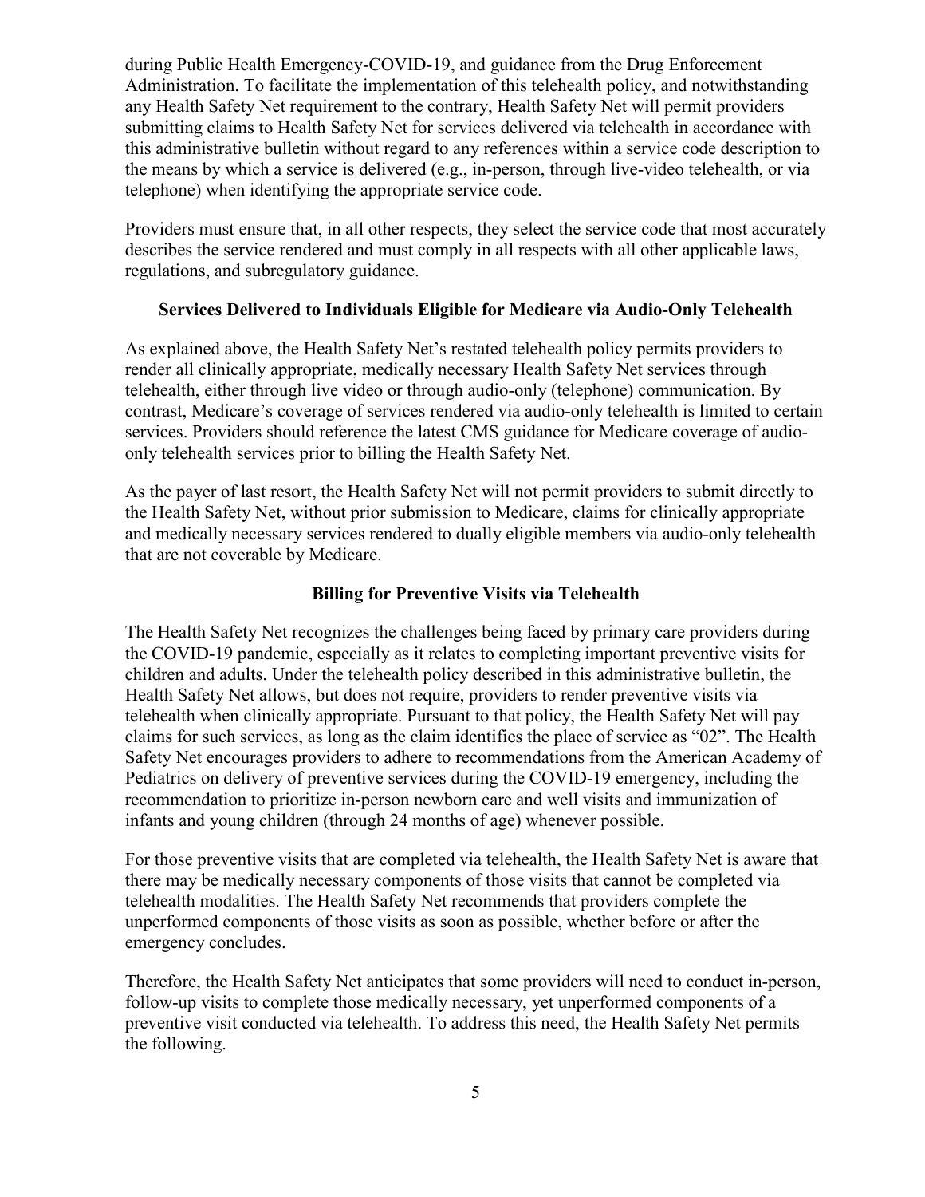during Public Health Emergency-COVID-19, and guidance from the Drug Enforcement Administration. To facilitate the implementation of this telehealth policy, and notwithstanding any Health Safety Net requirement to the contrary, Health Safety Net will permit providers submitting claims to Health Safety Net for services delivered via telehealth in accordance with this administrative bulletin without regard to any references within a service code description to the means by which a service is delivered (e.g., in-person, through live-video telehealth, or via telephone) when identifying the appropriate service code.

Providers must ensure that, in all other respects, they select the service code that most accurately describes the service rendered and must comply in all respects with all other applicable laws, regulations, and subregulatory guidance.

### Services Delivered to Individuals Eligible for Medicare via Audio-Only Telehealth

As explained above, the Health Safety Net's restated telehealth policy permits providers to render all clinically appropriate, medically necessary Health Safety Net services through telehealth, either through live video or through audio-only (telephone) communication. By contrast, Medicare's coverage of services rendered via audio-only telehealth is limited to certain services. Providers should reference the latest CMS guidance for Medicare coverage of audio-only telehealth services prior to billing the Health Safety Net.

As the payer of last resort, the Health Safety Net will not permit providers to submit directly to the Health Safety Net, without prior submission to Medicare, claims for clinically appropriate and medically necessary services rendered to dually eligible members via audio-only telehealth that are not coverable by Medicare.

### Billing for Preventive Visits via Telehealth

The Health Safety Net recognizes the challenges being faced by primary care providers during the COVID-19 pandemic, especially as it relates to completing important preventive visits for children and adults. Under the telehealth policy described in this administrative bulletin, the Health Safety Net allows, but does not require, providers to render preventive visits via telehealth when clinically appropriate. Pursuant to that policy, the Health Safety Net will pay claims for such services, as long as the claim identifies the place of service as "02". The Health Safety Net encourages providers to adhere to recommendations from the American Academy of Pediatrics on delivery of preventive services during the COVID-19 emergency, including the recommendation to prioritize in-person newborn care and well visits and immunization of infants and young children (through 24 months of age) whenever possible.

For those preventive visits that are completed via telehealth, the Health Safety Net is aware that there may be medically necessary components of those visits that cannot be completed via telehealth modalities. The Health Safety Net recommends that providers complete the unperformed components of those visits as soon as possible, whether before or after the emergency concludes.

Therefore, the Health Safety Net anticipates that some providers will need to conduct in-person, follow-up visits to complete those medically necessary, yet unperformed components of a preventive visit conducted via telehealth. To address this need, the Health Safety Net permits the following.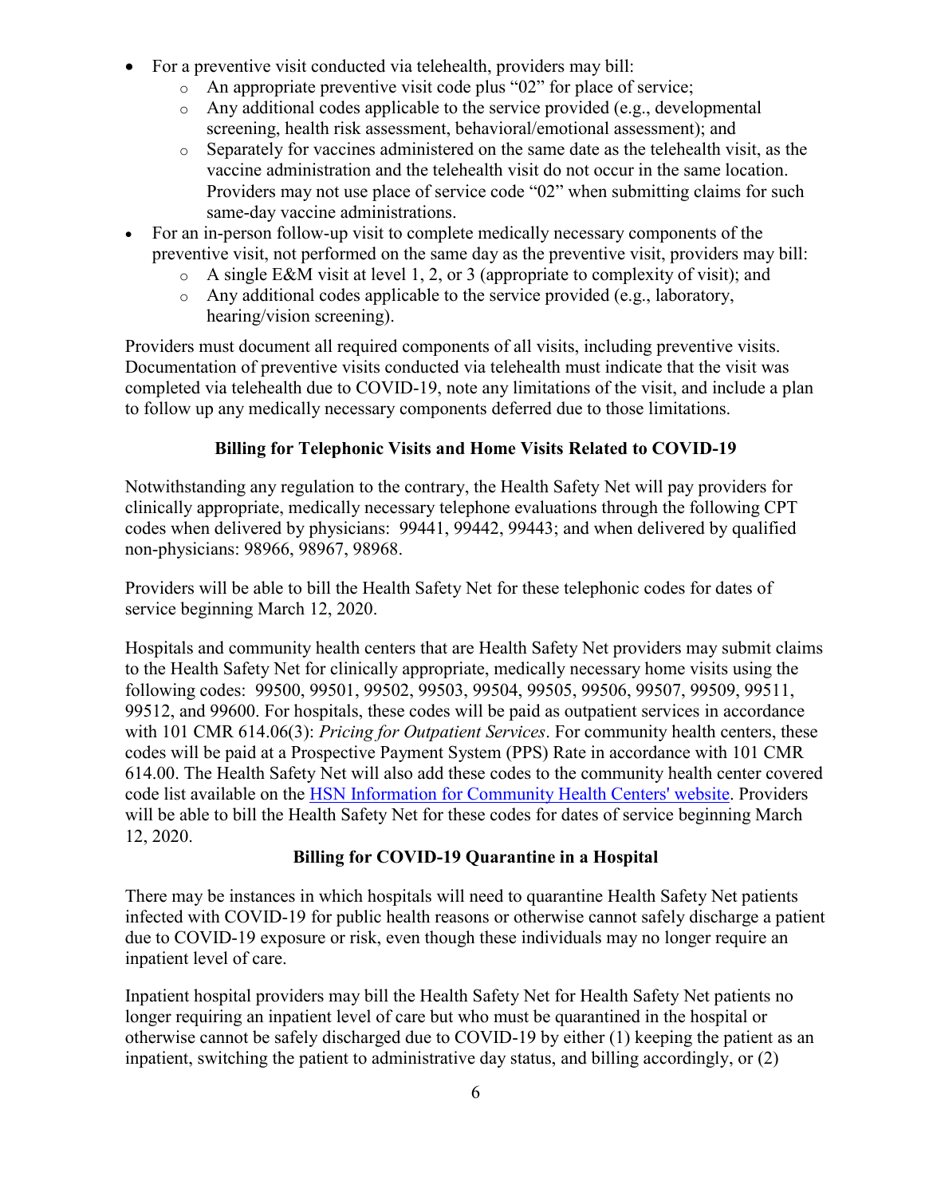- For a preventive visit conducted via telehealth, providers may bill:
  - An appropriate preventive visit code plus "02" for place of service;
  - Any additional codes applicable to the service provided (e.g., developmental screening, health risk assessment, behavioral/emotional assessment); and
  - Separately for vaccines administered on the same date as the telehealth visit, as the vaccine administration and the telehealth visit do not occur in the same location. Providers may not use place of service code "02" when submitting claims for such same-day vaccine administrations.
- For an in-person follow-up visit to complete medically necessary components of the preventive visit, not performed on the same day as the preventive visit, providers may bill:
  - A single E&M visit at level 1, 2, or 3 (appropriate to complexity of visit); and
  - Any additional codes applicable to the service provided (e.g., laboratory, hearing/vision screening).

Providers must document all required components of all visits, including preventive visits. Documentation of preventive visits conducted via telehealth must indicate that the visit was completed via telehealth due to COVID-19, note any limitations of the visit, and include a plan to follow up any medically necessary components deferred due to those limitations.

**Billing for Telephonic Visits and Home Visits Related to COVID-19**

Notwithstanding any regulation to the contrary, the Health Safety Net will pay providers for clinically appropriate, medically necessary telephone evaluations through the following CPT codes when delivered by physicians: 99441, 99442, 99443; and when delivered by qualified non-physicians: 98966, 98967, 98968.

Providers will be able to bill the Health Safety Net for these telephonic codes for dates of service beginning March 12, 2020.

Hospitals and community health centers that are Health Safety Net providers may submit claims to the Health Safety Net for clinically appropriate, medically necessary home visits using the following codes: 99500, 99501, 99502, 99503, 99504, 99505, 99506, 99507, 99509, 99511, 99512, and 99600. For hospitals, these codes will be paid as outpatient services in accordance with 101 CMR 614.06(3): *Pricing for Outpatient Services*. For community health centers, these codes will be paid at a Prospective Payment System (PPS) Rate in accordance with 101 CMR 614.00. The Health Safety Net will also add these codes to the community health center covered code list available on the HSN Information for Community Health Centers' website. Providers will be able to bill the Health Safety Net for these codes for dates of service beginning March 12, 2020.

**Billing for COVID-19 Quarantine in a Hospital**

There may be instances in which hospitals will need to quarantine Health Safety Net patients infected with COVID-19 for public health reasons or otherwise cannot safely discharge a patient due to COVID-19 exposure or risk, even though these individuals may no longer require an inpatient level of care.

Inpatient hospital providers may bill the Health Safety Net for Health Safety Net patients no longer requiring an inpatient level of care but who must be quarantined in the hospital or otherwise cannot be safely discharged due to COVID-19 by either (1) keeping the patient as an inpatient, switching the patient to administrative day status, and billing accordingly, or (2)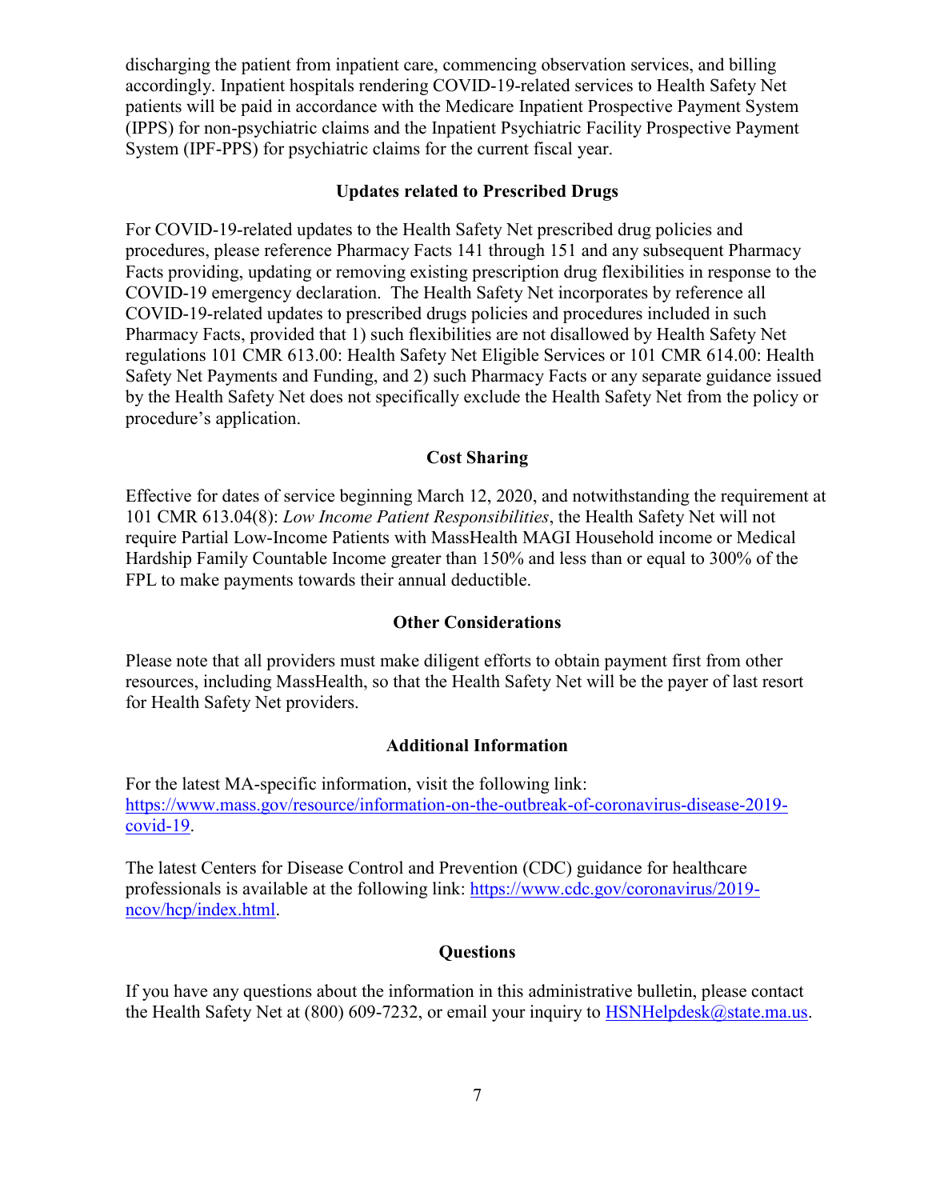discharging the patient from inpatient care, commencing observation services, and billing accordingly. Inpatient hospitals rendering COVID-19-related services to Health Safety Net patients will be paid in accordance with the Medicare Inpatient Prospective Payment System (IPPS) for non-psychiatric claims and the Inpatient Psychiatric Facility Prospective Payment System (IPF-PPS) for psychiatric claims for the current fiscal year.

### Updates related to Prescribed Drugs

For COVID-19-related updates to the Health Safety Net prescribed drug policies and procedures, please reference Pharmacy Facts 141 through 151 and any subsequent Pharmacy Facts providing, updating or removing existing prescription drug flexibilities in response to the COVID-19 emergency declaration. The Health Safety Net incorporates by reference all COVID-19-related updates to prescribed drugs policies and procedures included in such Pharmacy Facts, provided that 1) such flexibilities are not disallowed by Health Safety Net regulations 101 CMR 613.00: Health Safety Net Eligible Services or 101 CMR 614.00: Health Safety Net Payments and Funding, and 2) such Pharmacy Facts or any separate guidance issued by the Health Safety Net does not specifically exclude the Health Safety Net from the policy or procedure's application.

### Cost Sharing

Effective for dates of service beginning March 12, 2020, and notwithstanding the requirement at 101 CMR 613.04(8): *Low Income Patient Responsibilities*, the Health Safety Net will not require Partial Low-Income Patients with MassHealth MAGI Household income or Medical Hardship Family Countable Income greater than 150% and less than or equal to 300% of the FPL to make payments towards their annual deductible.

### Other Considerations

Please note that all providers must make diligent efforts to obtain payment first from other resources, including MassHealth, so that the Health Safety Net will be the payer of last resort for Health Safety Net providers.

### Additional Information

For the latest MA-specific information, visit the following link: https://www.mass.gov/resource/information-on-the-outbreak-of-coronavirus-disease-2019-covid-19.

The latest Centers for Disease Control and Prevention (CDC) guidance for healthcare professionals is available at the following link: https://www.cdc.gov/coronavirus/2019-ncov/hcp/index.html.

### Questions

If you have any questions about the information in this administrative bulletin, please contact the Health Safety Net at (800) 609-7232, or email your inquiry to HSNHelpdesk@state.ma.us.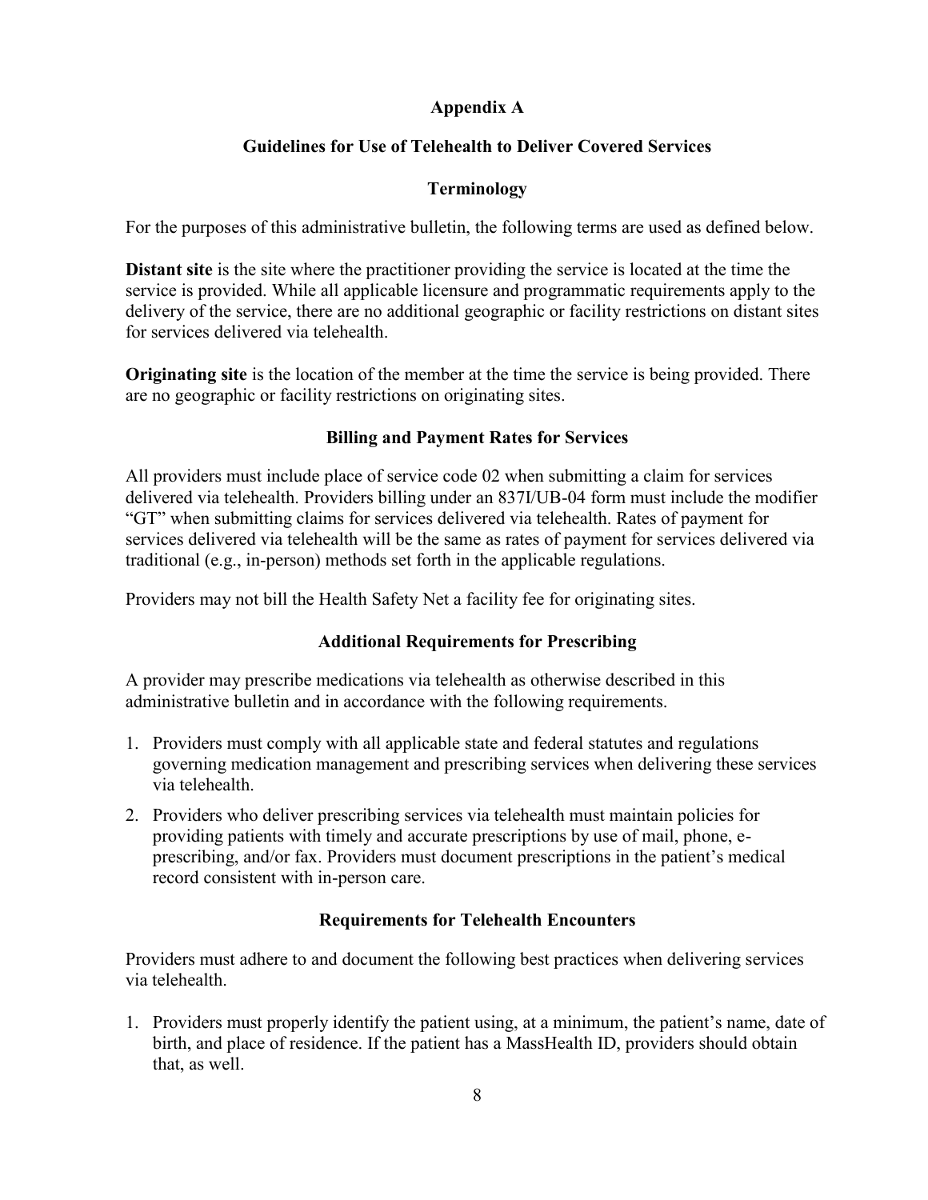## Appendix A

## Guidelines for Use of Telehealth to Deliver Covered Services

### Terminology

For the purposes of this administrative bulletin, the following terms are used as defined below.

**Distant site** is the site where the practitioner providing the service is located at the time the service is provided. While all applicable licensure and programmatic requirements apply to the delivery of the service, there are no additional geographic or facility restrictions on distant sites for services delivered via telehealth.

**Originating site** is the location of the member at the time the service is being provided. There are no geographic or facility restrictions on originating sites.

### Billing and Payment Rates for Services

All providers must include place of service code 02 when submitting a claim for services delivered via telehealth. Providers billing under an 837I/UB-04 form must include the modifier "GT" when submitting claims for services delivered via telehealth. Rates of payment for services delivered via telehealth will be the same as rates of payment for services delivered via traditional (e.g., in-person) methods set forth in the applicable regulations.

Providers may not bill the Health Safety Net a facility fee for originating sites.

### Additional Requirements for Prescribing

A provider may prescribe medications via telehealth as otherwise described in this administrative bulletin and in accordance with the following requirements.

1. Providers must comply with all applicable state and federal statutes and regulations governing medication management and prescribing services when delivering these services via telehealth.
2. Providers who deliver prescribing services via telehealth must maintain policies for providing patients with timely and accurate prescriptions by use of mail, phone, e-prescribing, and/or fax. Providers must document prescriptions in the patient's medical record consistent with in-person care.

### Requirements for Telehealth Encounters

Providers must adhere to and document the following best practices when delivering services via telehealth.

1. Providers must properly identify the patient using, at a minimum, the patient's name, date of birth, and place of residence. If the patient has a MassHealth ID, providers should obtain that, as well.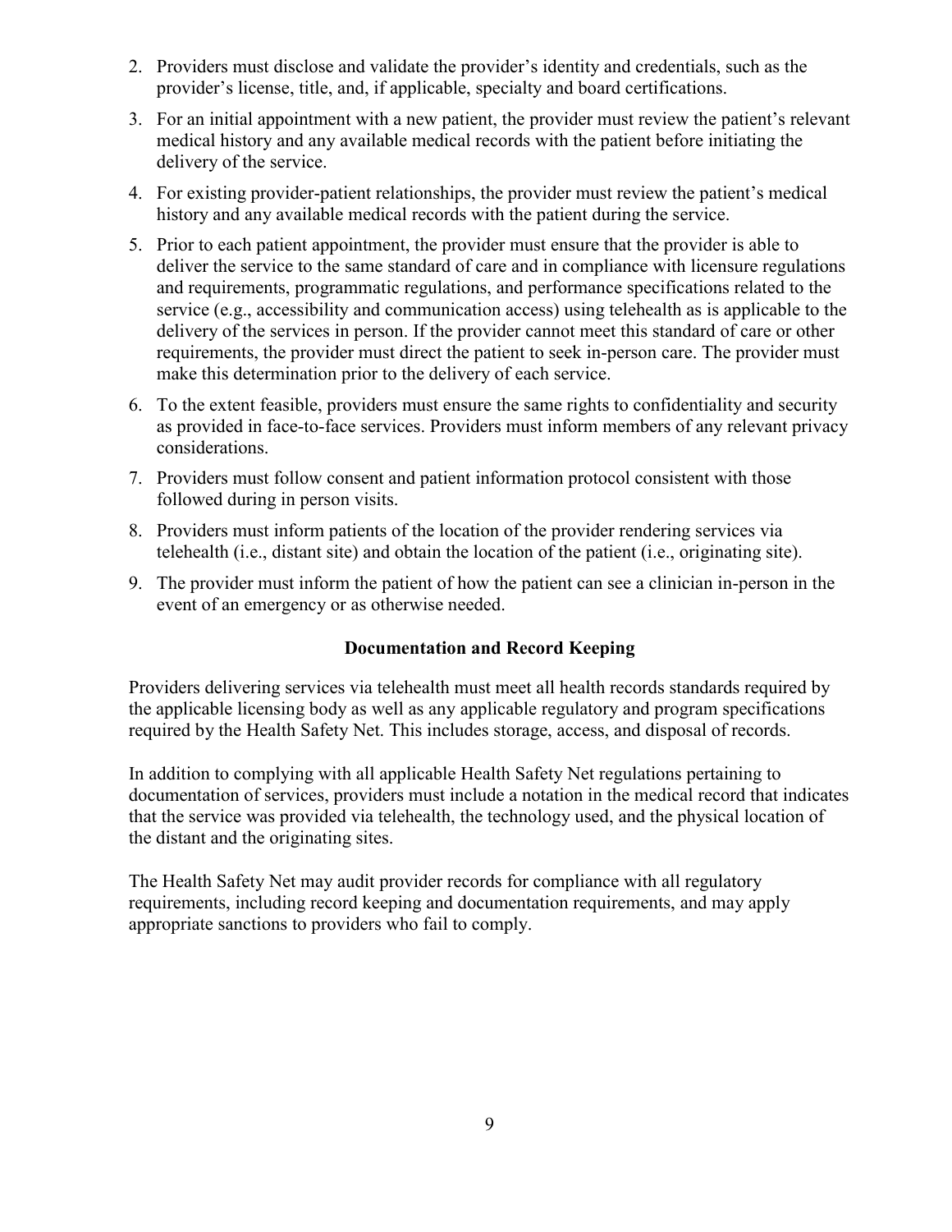2. Providers must disclose and validate the provider's identity and credentials, such as the provider's license, title, and, if applicable, specialty and board certifications.
3. For an initial appointment with a new patient, the provider must review the patient's relevant medical history and any available medical records with the patient before initiating the delivery of the service.
4. For existing provider-patient relationships, the provider must review the patient's medical history and any available medical records with the patient during the service.
5. Prior to each patient appointment, the provider must ensure that the provider is able to deliver the service to the same standard of care and in compliance with licensure regulations and requirements, programmatic regulations, and performance specifications related to the service (e.g., accessibility and communication access) using telehealth as is applicable to the delivery of the services in person. If the provider cannot meet this standard of care or other requirements, the provider must direct the patient to seek in-person care. The provider must make this determination prior to the delivery of each service.
6. To the extent feasible, providers must ensure the same rights to confidentiality and security as provided in face-to-face services. Providers must inform members of any relevant privacy considerations.
7. Providers must follow consent and patient information protocol consistent with those followed during in person visits.
8. Providers must inform patients of the location of the provider rendering services via telehealth (i.e., distant site) and obtain the location of the patient (i.e., originating site).
9. The provider must inform the patient of how the patient can see a clinician in-person in the event of an emergency or as otherwise needed.

## Documentation and Record Keeping

Providers delivering services via telehealth must meet all health records standards required by the applicable licensing body as well as any applicable regulatory and program specifications required by the Health Safety Net. This includes storage, access, and disposal of records.

In addition to complying with all applicable Health Safety Net regulations pertaining to documentation of services, providers must include a notation in the medical record that indicates that the service was provided via telehealth, the technology used, and the physical location of the distant and the originating sites.

The Health Safety Net may audit provider records for compliance with all regulatory requirements, including record keeping and documentation requirements, and may apply appropriate sanctions to providers who fail to comply.